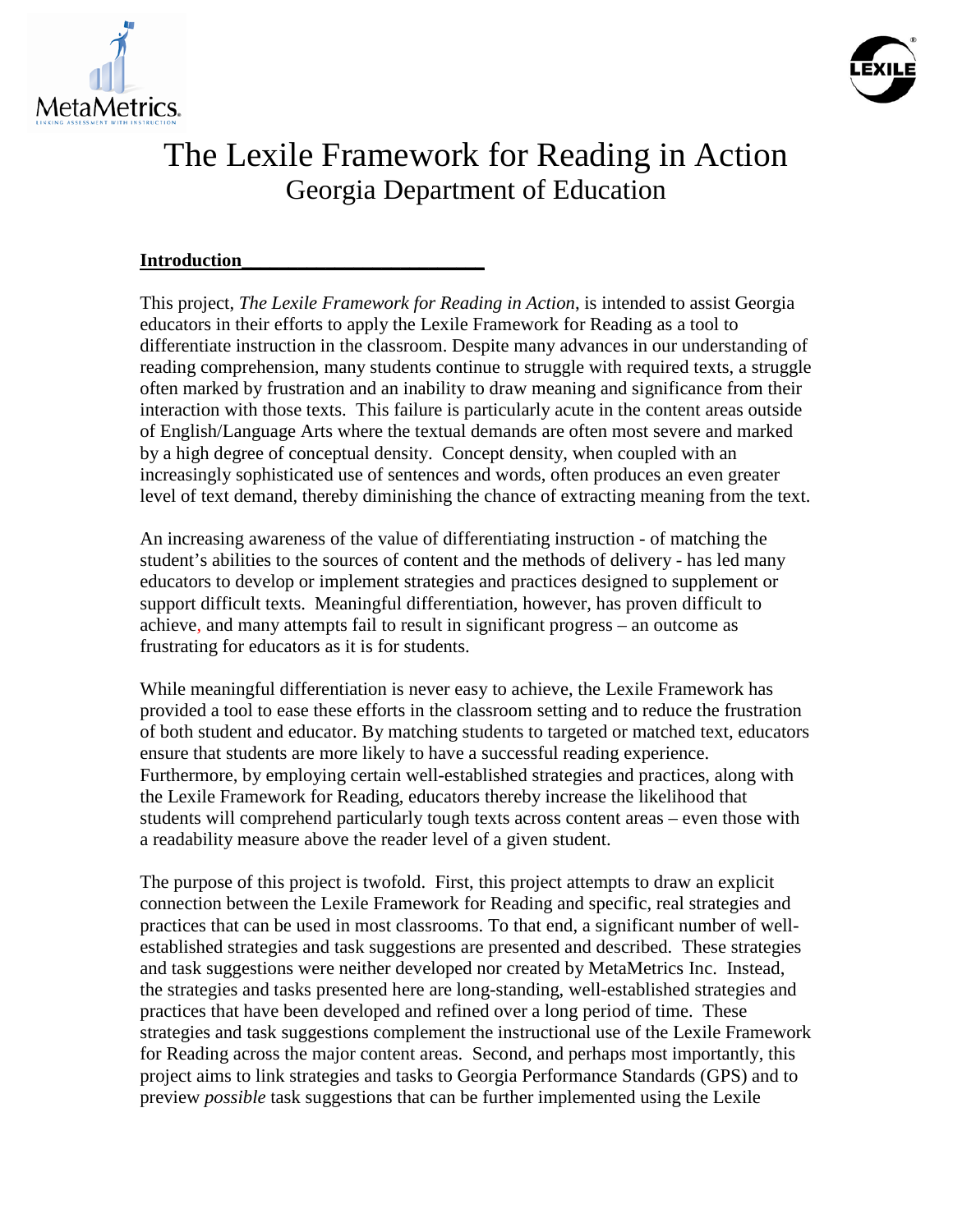# The Lexile Framework for Reading in Action

## Georgia Department of Education

**Introduction**

This project, *The Lexile Framework for Reading in Action*, is intended to assist Georgia educators in their efforts to apply the Lexile Framework for Reading as a tool to differentiate instruction in the classroom. Despite many advances in our understanding of reading comprehension, many students continue to struggle with required texts, a struggle often marked by frustration and an inability to draw meaning and significance from their interaction with those texts. This failure is particularly acute in the content areas outside of English/Language Arts where the textual demands are often most severe and marked by a high degree of conceptual density. Concept density, when coupled with an increasingly sophisticated use of sentences and words, often produces an even greater level of text demand, thereby diminishing the chance of extracting meaning from the text.

An increasing awareness of the value of differentiating instruction - of matching the student's abilities to the sources of content and the methods of delivery - has led many educators to develop or implement strategies and practices designed to supplement or support difficult texts. Meaningful differentiation, however, has proven difficult to achieve, and many attempts fail to result in significant progress – an outcome as frustrating for educators as it is for students.

While meaningful differentiation is never easy to achieve, the Lexile Framework has provided a tool to ease these efforts in the classroom setting and to reduce the frustration of both student and educator. By matching students to targeted or matched text, educators ensure that students are more likely to have a successful reading experience. Furthermore, by employing certain well-established strategies and practices, along with the Lexile Framework for Reading, educators thereby increase the likelihood that students will comprehend particularly tough texts across content areas – even those with a readability measure above the reader level of a given student.

The purpose of this project is twofold. First, this project attempts to draw an explicit connection between the Lexile Framework for Reading and specific, real strategies and practices that can be used in most classrooms. To that end, a significant number of well-established strategies and task suggestions are presented and described. These strategies and task suggestions were neither developed nor created by MetaMetrics Inc. Instead, the strategies and tasks presented here are long-standing, well-established strategies and practices that have been developed and refined over a long period of time. These strategies and task suggestions complement the instructional use of the Lexile Framework for Reading across the major content areas. Second, and perhaps most importantly, this project aims to link strategies and tasks to Georgia Performance Standards (GPS) and to preview *possible* task suggestions that can be further implemented using the Lexile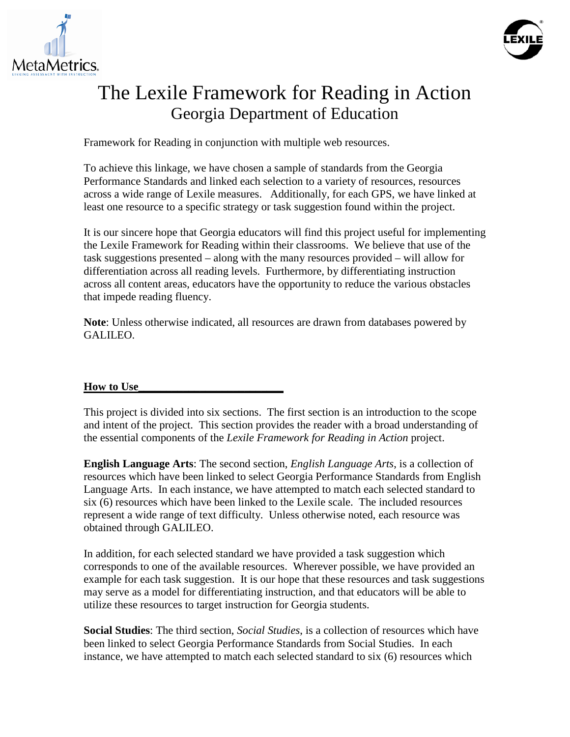# The Lexile Framework for Reading in Action

## Georgia Department of Education

Framework for Reading in conjunction with multiple web resources.

To achieve this linkage, we have chosen a sample of standards from the Georgia Performance Standards and linked each selection to a variety of resources, resources across a wide range of Lexile measures. Additionally, for each GPS, we have linked at least one resource to a specific strategy or task suggestion found within the project.

It is our sincere hope that Georgia educators will find this project useful for implementing the Lexile Framework for Reading within their classrooms. We believe that use of the task suggestions presented – along with the many resources provided – will allow for differentiation across all reading levels. Furthermore, by differentiating instruction across all content areas, educators have the opportunity to reduce the various obstacles that impede reading fluency.

**Note**: Unless otherwise indicated, all resources are drawn from databases powered by GALILEO.

### How to Use

This project is divided into six sections. The first section is an introduction to the scope and intent of the project. This section provides the reader with a broad understanding of the essential components of the *Lexile Framework for Reading in Action* project.

**English Language Arts**: The second section, *English Language Arts*, is a collection of resources which have been linked to select Georgia Performance Standards from English Language Arts. In each instance, we have attempted to match each selected standard to six (6) resources which have been linked to the Lexile scale. The included resources represent a wide range of text difficulty. Unless otherwise noted, each resource was obtained through GALILEO.

In addition, for each selected standard we have provided a task suggestion which corresponds to one of the available resources. Wherever possible, we have provided an example for each task suggestion. It is our hope that these resources and task suggestions may serve as a model for differentiating instruction, and that educators will be able to utilize these resources to target instruction for Georgia students.

**Social Studies**: The third section, *Social Studies*, is a collection of resources which have been linked to select Georgia Performance Standards from Social Studies. In each instance, we have attempted to match each selected standard to six (6) resources which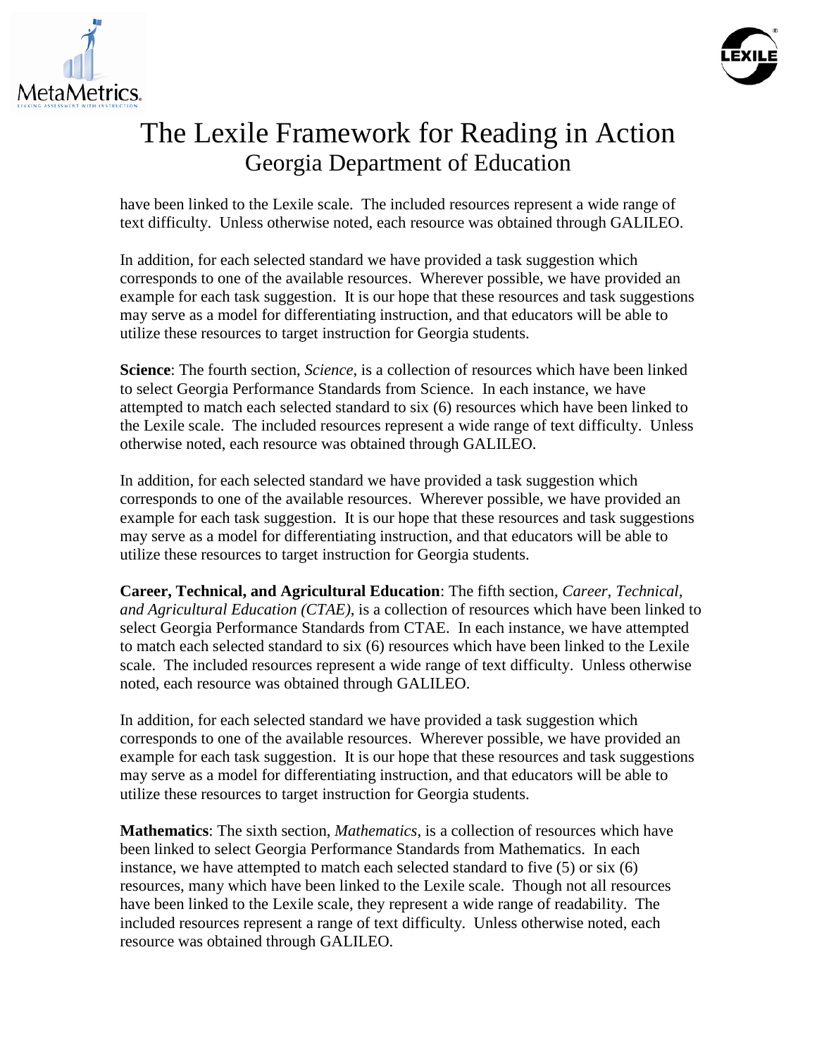have been linked to the Lexile scale. The included resources represent a wide range of text difficulty. Unless otherwise noted, each resource was obtained through GALILEO.

In addition, for each selected standard we have provided a task suggestion which corresponds to one of the available resources. Wherever possible, we have provided an example for each task suggestion. It is our hope that these resources and task suggestions may serve as a model for differentiating instruction, and that educators will be able to utilize these resources to target instruction for Georgia students.

**Science**: The fourth section, *Science*, is a collection of resources which have been linked to select Georgia Performance Standards from Science. In each instance, we have attempted to match each selected standard to six (6) resources which have been linked to the Lexile scale. The included resources represent a wide range of text difficulty. Unless otherwise noted, each resource was obtained through GALILEO.

In addition, for each selected standard we have provided a task suggestion which corresponds to one of the available resources. Wherever possible, we have provided an example for each task suggestion. It is our hope that these resources and task suggestions may serve as a model for differentiating instruction, and that educators will be able to utilize these resources to target instruction for Georgia students.

**Career, Technical, and Agricultural Education**: The fifth section, *Career, Technical, and Agricultural Education (CTAE)*, is a collection of resources which have been linked to select Georgia Performance Standards from CTAE. In each instance, we have attempted to match each selected standard to six (6) resources which have been linked to the Lexile scale. The included resources represent a wide range of text difficulty. Unless otherwise noted, each resource was obtained through GALILEO.

In addition, for each selected standard we have provided a task suggestion which corresponds to one of the available resources. Wherever possible, we have provided an example for each task suggestion. It is our hope that these resources and task suggestions may serve as a model for differentiating instruction, and that educators will be able to utilize these resources to target instruction for Georgia students.

**Mathematics**: The sixth section, *Mathematics*, is a collection of resources which have been linked to select Georgia Performance Standards from Mathematics. In each instance, we have attempted to match each selected standard to five (5) or six (6) resources, many which have been linked to the Lexile scale. Though not all resources have been linked to the Lexile scale, they represent a wide range of readability. The included resources represent a range of text difficulty. Unless otherwise noted, each resource was obtained through GALILEO.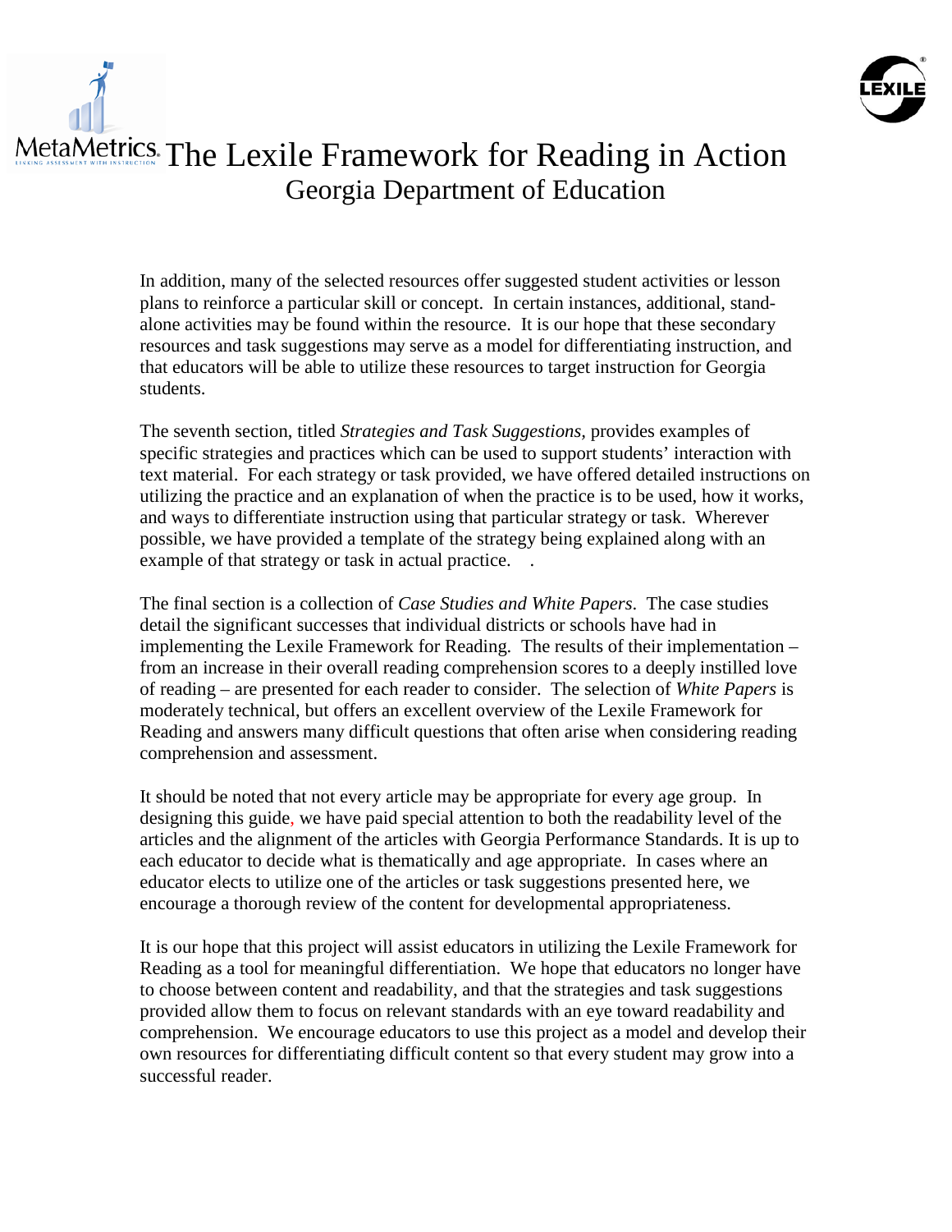In addition, many of the selected resources offer suggested student activities or lesson plans to reinforce a particular skill or concept. In certain instances, additional, stand-alone activities may be found within the resource. It is our hope that these secondary resources and task suggestions may serve as a model for differentiating instruction, and that educators will be able to utilize these resources to target instruction for Georgia students.

The seventh section, titled *Strategies and Task Suggestions,* provides examples of specific strategies and practices which can be used to support students' interaction with text material. For each strategy or task provided, we have offered detailed instructions on utilizing the practice and an explanation of when the practice is to be used, how it works, and ways to differentiate instruction using that particular strategy or task. Wherever possible, we have provided a template of the strategy being explained along with an example of that strategy or task in actual practice. .

The final section is a collection of *Case Studies and White Papers*. The case studies detail the significant successes that individual districts or schools have had in implementing the Lexile Framework for Reading. The results of their implementation – from an increase in their overall reading comprehension scores to a deeply instilled love of reading – are presented for each reader to consider. The selection of *White Papers* is moderately technical, but offers an excellent overview of the Lexile Framework for Reading and answers many difficult questions that often arise when considering reading comprehension and assessment.

It should be noted that not every article may be appropriate for every age group. In designing this guide, we have paid special attention to both the readability level of the articles and the alignment of the articles with Georgia Performance Standards. It is up to each educator to decide what is thematically and age appropriate. In cases where an educator elects to utilize one of the articles or task suggestions presented here, we encourage a thorough review of the content for developmental appropriateness.

It is our hope that this project will assist educators in utilizing the Lexile Framework for Reading as a tool for meaningful differentiation. We hope that educators no longer have to choose between content and readability, and that the strategies and task suggestions provided allow them to focus on relevant standards with an eye toward readability and comprehension. We encourage educators to use this project as a model and develop their own resources for differentiating difficult content so that every student may grow into a successful reader.